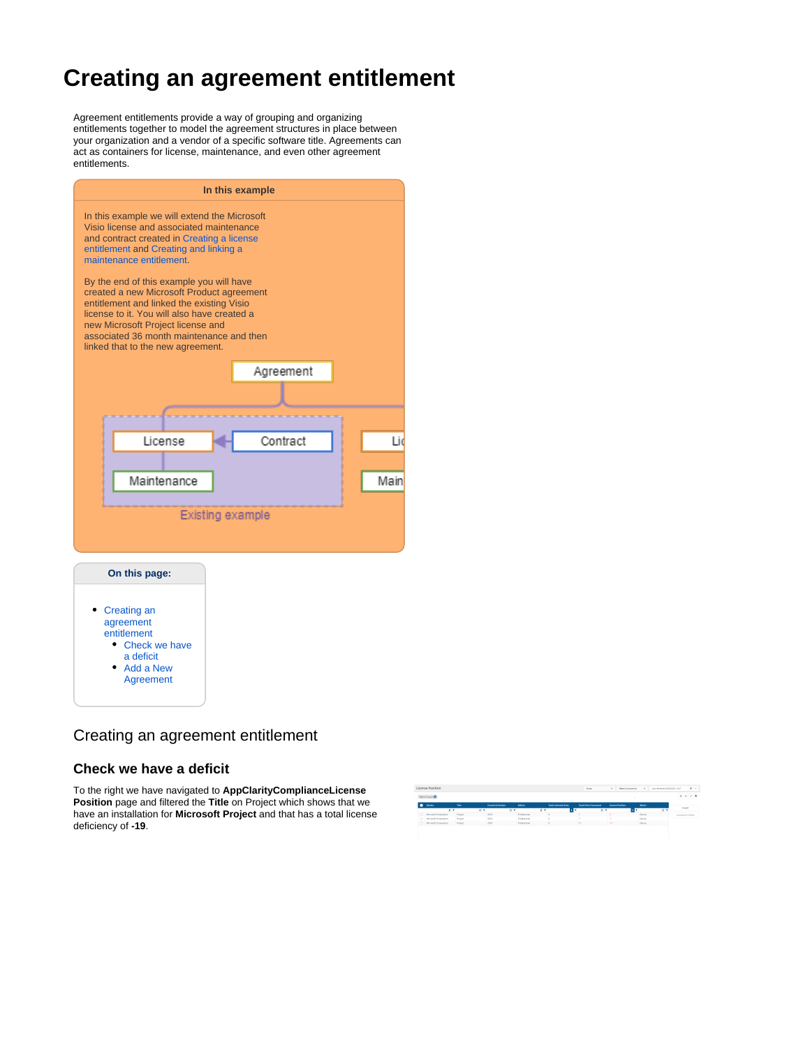# Creating an agreement entitlement

Agreement entitlements provide a way of grouping and organizing entitlements together to model the agreement structures in place between your organization and a vendor of a specific software title. Agreements can act as containers for license, maintenance, and even other agreement entitlements.

**In this example**

In this example we will extend the Microsoft Visio license and associated maintenance and contract created in Creating a license entitlement and Creating and linking a maintenance entitlement.

By the end of this example you will have created a new Microsoft Product agreement entitlement and linked the existing Visio license to it. You will also have created a new Microsoft Project license and associated 36 month maintenance and then linked that to the new agreement.

**On this page:**

- Creating an agreement entitlement
  - Check we have a deficit
  - Add a New Agreement

## Creating an agreement entitlement

### Check we have a deficit

To the right we have navigated to **AppClarityComplianceLicense Position** page and filtered the **Title** on Project which shows that we have an installation for **Microsoft Project** and that has a total license deficiency of **-19**.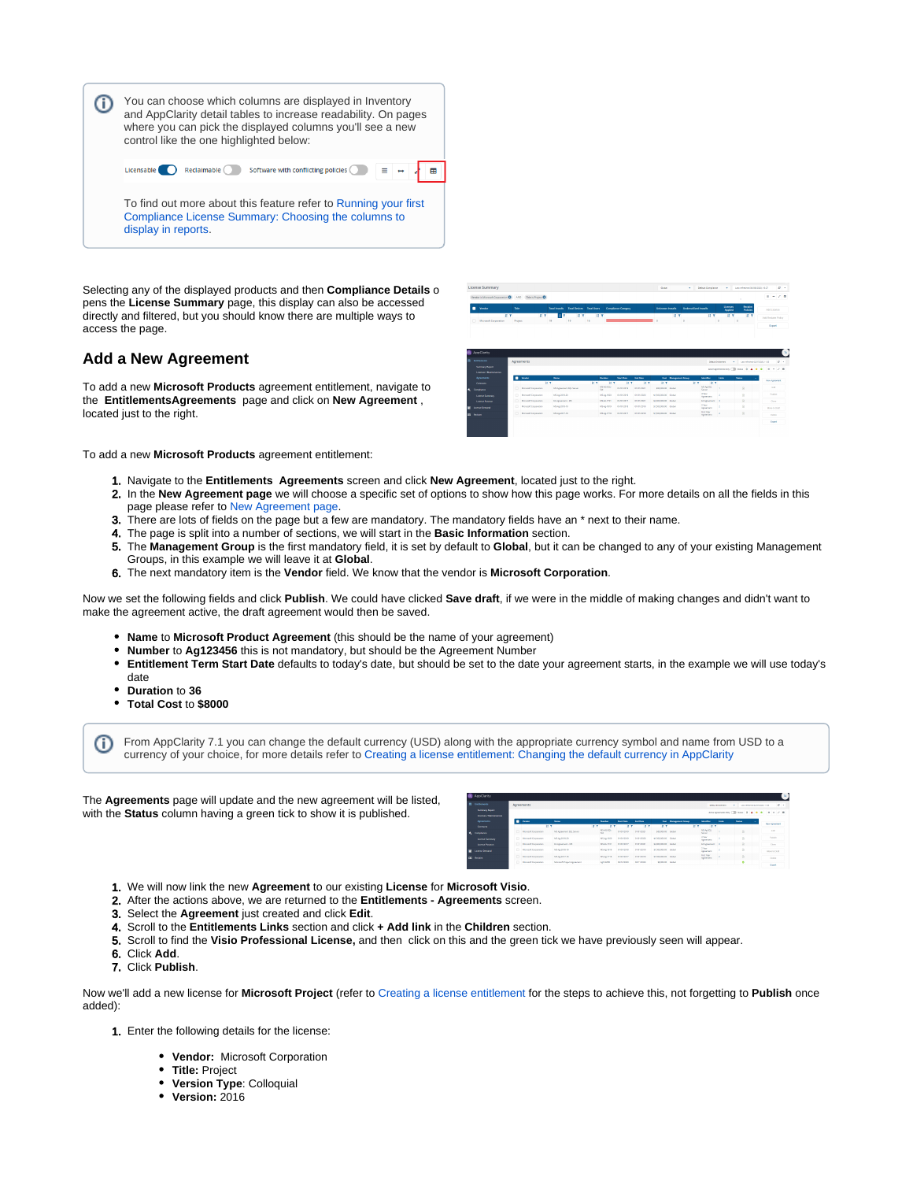> You can choose which columns are displayed in Inventory and AppClarity detail tables to increase readability. On pages where you can pick the displayed columns you'll see a new control like the one highlighted below:
>
> Licensable Reclaimable Software with conflicting policies
>
> To find out more about this feature refer to Running your first Compliance License Summary: Choosing the columns to display in reports.

Selecting any of the displayed products and then **Compliance Details** opens the **License Summary** page, this display can also be accessed directly and filtered, but you should know there are multiple ways to access the page.

## Add a New Agreement

To add a new **Microsoft Products** agreement entitlement, navigate to the **EntitlementsAgreements** page and click on **New Agreement** , located just to the right.

To add a new **Microsoft Products** agreement entitlement:

1. Navigate to the **Entitlements Agreements** screen and click **New Agreement**, located just to the right.
2. In the **New Agreement page** we will choose a specific set of options to show how this page works. For more details on all the fields in this page please refer to New Agreement page.
3. There are lots of fields on the page but a few are mandatory. The mandatory fields have an * next to their name.
4. The page is split into a number of sections, we will start in the **Basic Information** section.
5. The **Management Group** is the first mandatory field, it is set by default to **Global**, but it can be changed to any of your existing Management Groups, in this example we will leave it at **Global**.
6. The next mandatory item is the **Vendor** field. We know that the vendor is **Microsoft Corporation**.

Now we set the following fields and click **Publish**. We could have clicked **Save draft**, if we were in the middle of making changes and didn't want to make the agreement active, the draft agreement would then be saved.

- **Name** to **Microsoft Product Agreement** (this should be the name of your agreement)
- **Number** to **Ag123456** this is not mandatory, but should be the Agreement Number
- **Entitlement Term Start Date** defaults to today's date, but should be set to the date your agreement starts, in the example we will use today's date
- **Duration** to **36**
- **Total Cost** to **$8000**

> From AppClarity 7.1 you can change the default currency (USD) along with the appropriate currency symbol and name from USD to a currency of your choice, for more details refer to Creating a license entitlement: Changing the default currency in AppClarity

The **Agreements** page will update and the new agreement will be listed, with the **Status** column having a green tick to show it is published.

1. We will now link the new **Agreement** to our existing **License** for **Microsoft Visio**.
2. After the actions above, we are returned to the **Entitlements - Agreements** screen.
3. Select the **Agreement** just created and click **Edit**.
4. Scroll to the **Entitlements Links** section and click **+ Add link** in the **Children** section.
5. Scroll to find the **Visio Professional License,** and then click on this and the green tick we have previously seen will appear.
6. Click **Add**.
7. Click **Publish**.

Now we'll add a new license for **Microsoft Project** (refer to Creating a license entitlement for the steps to achieve this, not forgetting to **Publish** once added):

1. Enter the following details for the license:
   - **Vendor:** Microsoft Corporation
   - **Title:** Project
   - **Version Type**: Colloquial
   - **Version:** 2016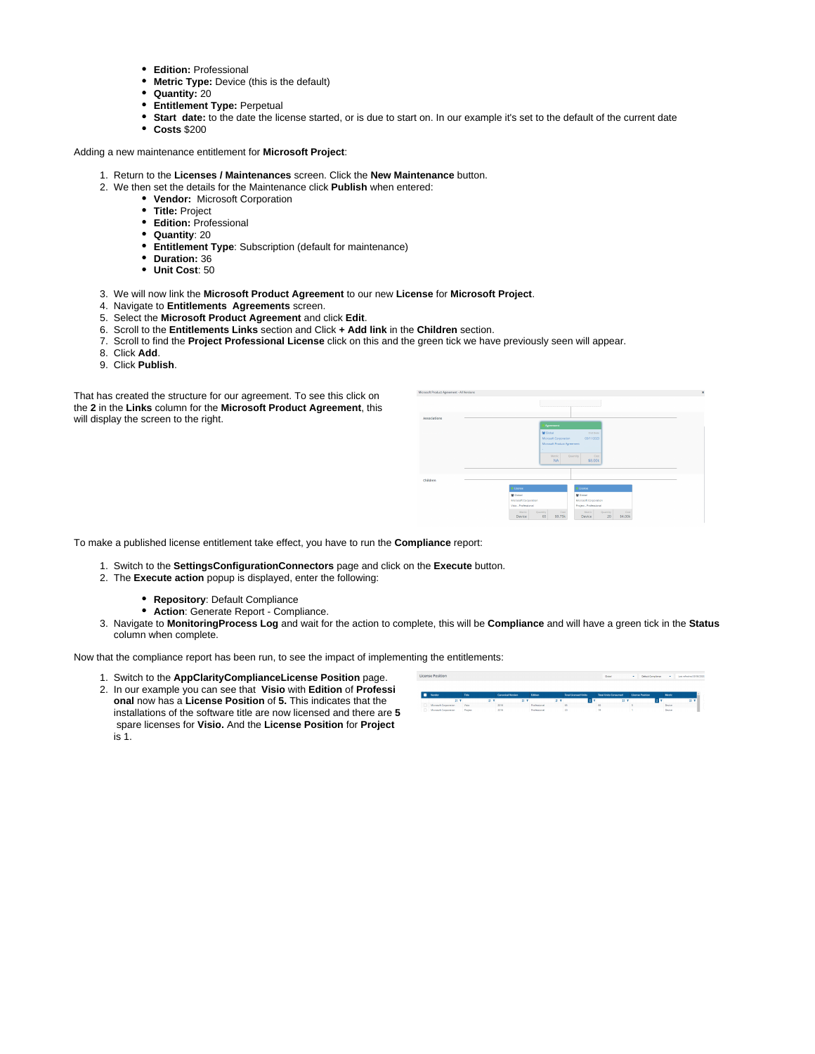- **Edition:** Professional
- **Metric Type:** Device (this is the default)
- **Quantity:** 20
- **Entitlement Type:** Perpetual
- **Start date:** to the date the license started, or is due to start on. In our example it's set to the default of the current date
- **Costs** $200

Adding a new maintenance entitlement for **Microsoft Project**:

1. Return to the **Licenses / Maintenances** screen. Click the **New Maintenance** button.
2. We then set the details for the Maintenance click **Publish** when entered:
   - **Vendor:** Microsoft Corporation
   - **Title:** Project
   - **Edition:** Professional
   - **Quantity**: 20
   - **Entitlement Type**: Subscription (default for maintenance)
   - **Duration:** 36
   - **Unit Cost**: 50
3. We will now link the **Microsoft Product Agreement** to our new **License** for **Microsoft Project**.
4. Navigate to **Entitlements Agreements** screen.
5. Select the **Microsoft Product Agreement** and click **Edit**.
6. Scroll to the **Entitlements Links** section and Click **+ Add link** in the **Children** section.
7. Scroll to find the **Project Professional License** click on this and the green tick we have previously seen will appear.
8. Click **Add**.
9. Click **Publish**.

That has created the structure for our agreement. To see this click on the **2** in the **Links** column for the **Microsoft Product Agreement**, this will display the screen to the right.

To make a published license entitlement take effect, you have to run the **Compliance** report:

1. Switch to the **SettingsConfigurationConnectors** page and click on the **Execute** button.
2. The **Execute action** popup is displayed, enter the following:
   - **Repository**: Default Compliance
   - **Action**: Generate Report - Compliance.
3. Navigate to **MonitoringProcess Log** and wait for the action to complete, this will be **Compliance** and will have a green tick in the **Status** column when complete.

Now that the compliance report has been run, to see the impact of implementing the entitlements:

1. Switch to the **AppClarityComplianceLicense Position** page.
2. In our example you can see that **Visio** with **Edition** of **Professional** now has a **License Position** of **5.** This indicates that the installations of the software title are now licensed and there are **5** spare licenses for **Visio.** And the **License Position** for **Project** is 1.